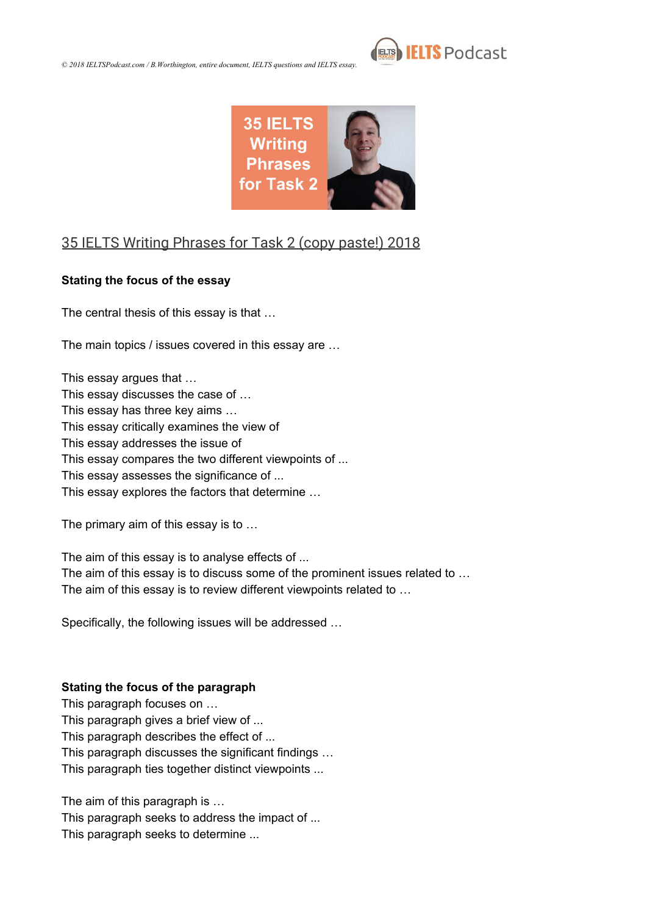© 2018 IELTSPodcast.com / B.Worthington, entire document, IELTS questions and IELTS essay.

# 35 IELTS Writing Phrases for Task 2 (copy paste!) 2018

**Stating the focus of the essay**

The central thesis of this essay is that …

The main topics / issues covered in this essay are …

This essay argues that …
This essay discusses the case of …
This essay has three key aims …
This essay critically examines the view of
This essay addresses the issue of
This essay compares the two different viewpoints of ...
This essay assesses the significance of ...
This essay explores the factors that determine …

The primary aim of this essay is to …

The aim of this essay is to analyse effects of ...
The aim of this essay is to discuss some of the prominent issues related to …
The aim of this essay is to review different viewpoints related to …

Specifically, the following issues will be addressed …

**Stating the focus of the paragraph**

This paragraph focuses on …
This paragraph gives a brief view of ...
This paragraph describes the effect of ...
This paragraph discusses the significant findings …
This paragraph ties together distinct viewpoints ...

The aim of this paragraph is …
This paragraph seeks to address the impact of ...
This paragraph seeks to determine ...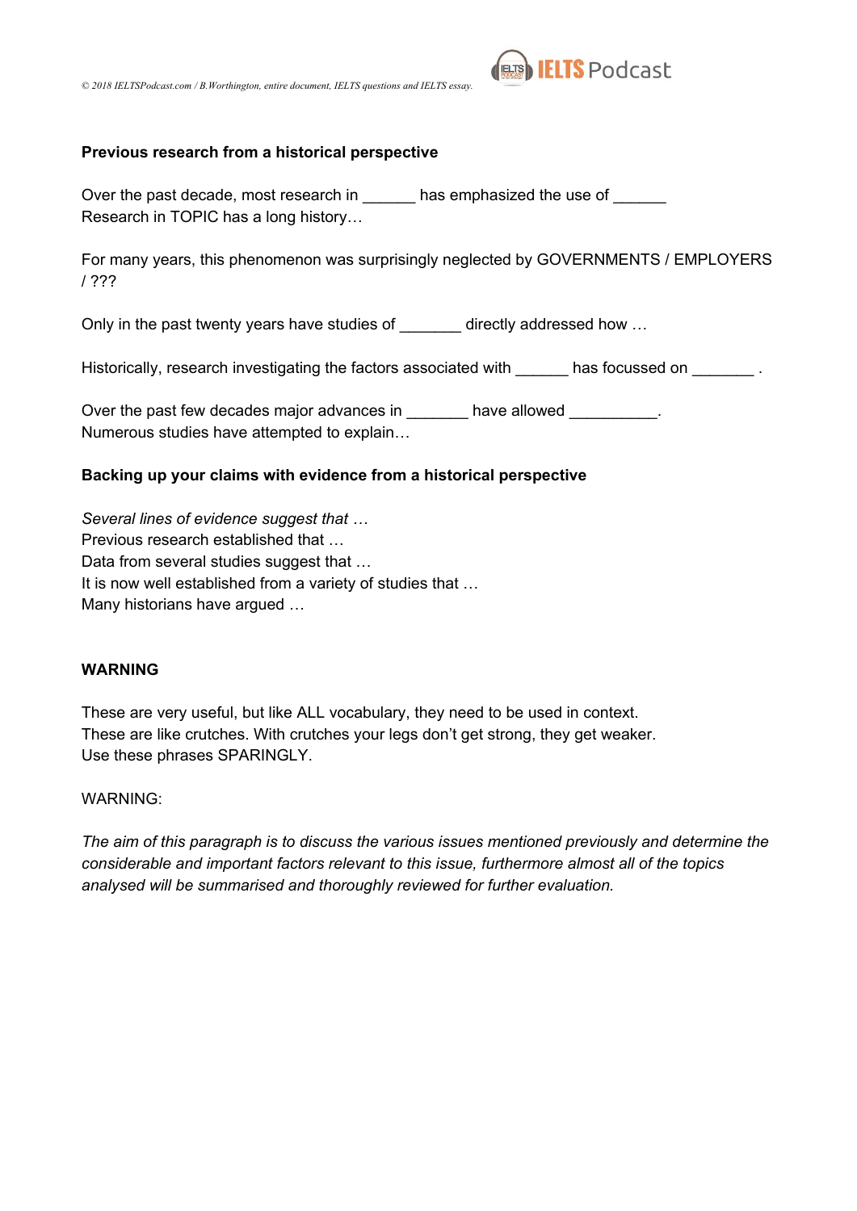**Previous research from a historical perspective**

Over the past decade, most research in ______ has emphasized the use of ______
Research in TOPIC has a long history…

For many years, this phenomenon was surprisingly neglected by GOVERNMENTS / EMPLOYERS / ???

Only in the past twenty years have studies of _______ directly addressed how …

Historically, research investigating the factors associated with ______ has focussed on _______ .

Over the past few decades major advances in _______ have allowed __________.
Numerous studies have attempted to explain…

**Backing up your claims with evidence from a historical perspective**

*Several lines of evidence suggest that …*
Previous research established that …
Data from several studies suggest that …
It is now well established from a variety of studies that …
Many historians have argued …

**WARNING**

These are very useful, but like ALL vocabulary, they need to be used in context.
These are like crutches. With crutches your legs don't get strong, they get weaker.
Use these phrases SPARINGLY.

WARNING:

*The aim of this paragraph is to discuss the various issues mentioned previously and determine the considerable and important factors relevant to this issue, furthermore almost all of the topics analysed will be summarised and thoroughly reviewed for further evaluation.*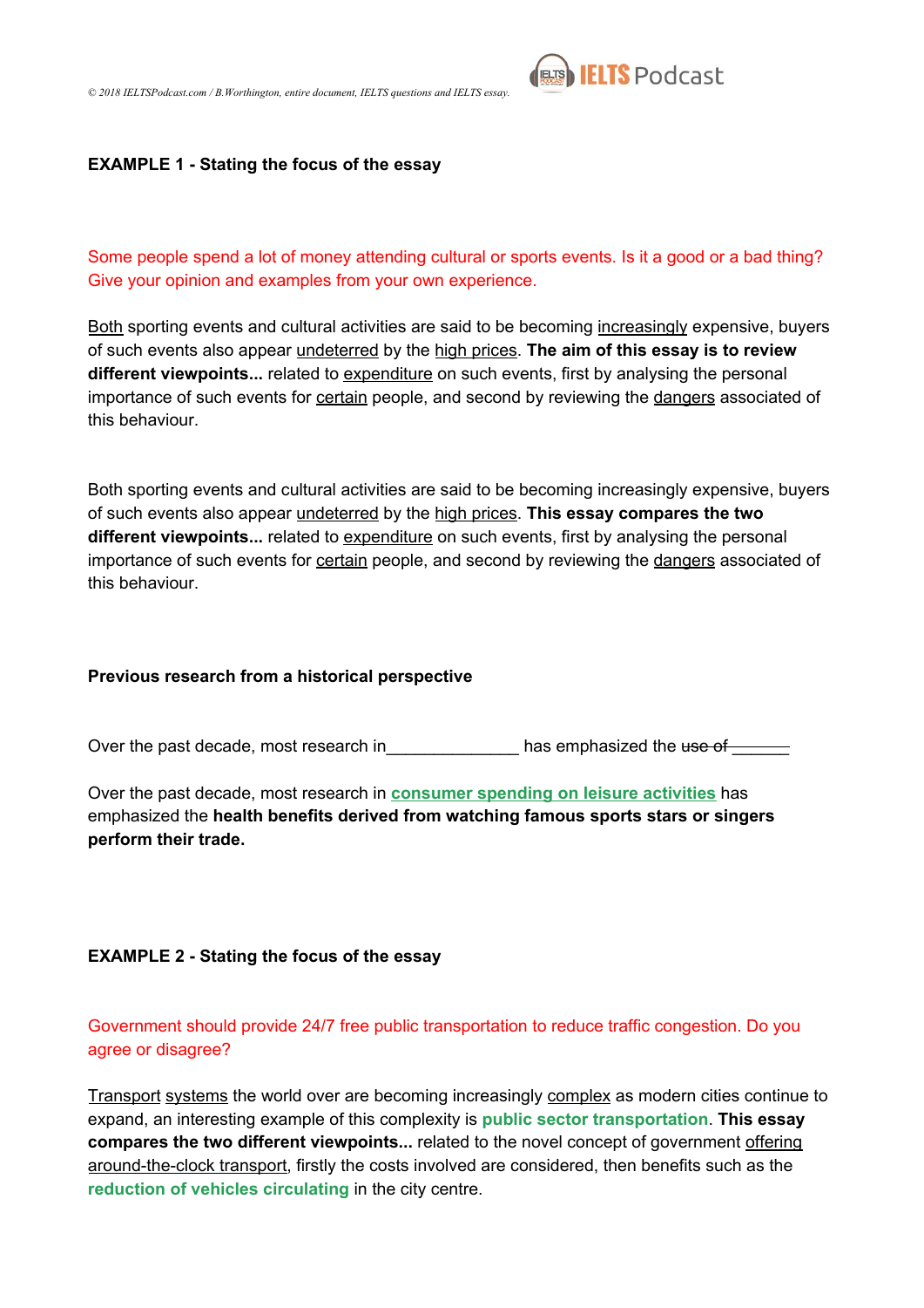**EXAMPLE 1 - Stating the focus of the essay**

Some people spend a lot of money attending cultural or sports events. Is it a good or a bad thing? Give your opinion and examples from your own experience.

Both sporting events and cultural activities are said to be becoming increasingly expensive, buyers of such events also appear undeterred by the high prices. **The aim of this essay is to review different viewpoints...** related to expenditure on such events, first by analysing the personal importance of such events for certain people, and second by reviewing the dangers associated of this behaviour.

Both sporting events and cultural activities are said to be becoming increasingly expensive, buyers of such events also appear undeterred by the high prices. **This essay compares the two different viewpoints...** related to expenditure on such events, first by analysing the personal importance of such events for certain people, and second by reviewing the dangers associated of this behaviour.

**Previous research from a historical perspective**

Over the past decade, most research in______________ has emphasized the ~~use of~~ ______

Over the past decade, most research in **consumer spending on leisure activities** has emphasized the **health benefits derived from watching famous sports stars or singers perform their trade.**

**EXAMPLE 2 - Stating the focus of the essay**

Government should provide 24/7 free public transportation to reduce traffic congestion. Do you agree or disagree?

Transport systems the world over are becoming increasingly complex as modern cities continue to expand, an interesting example of this complexity is **public sector transportation**. **This essay compares the two different viewpoints...** related to the novel concept of government offering around-the-clock transport, firstly the costs involved are considered, then benefits such as the **reduction of vehicles circulating** in the city centre.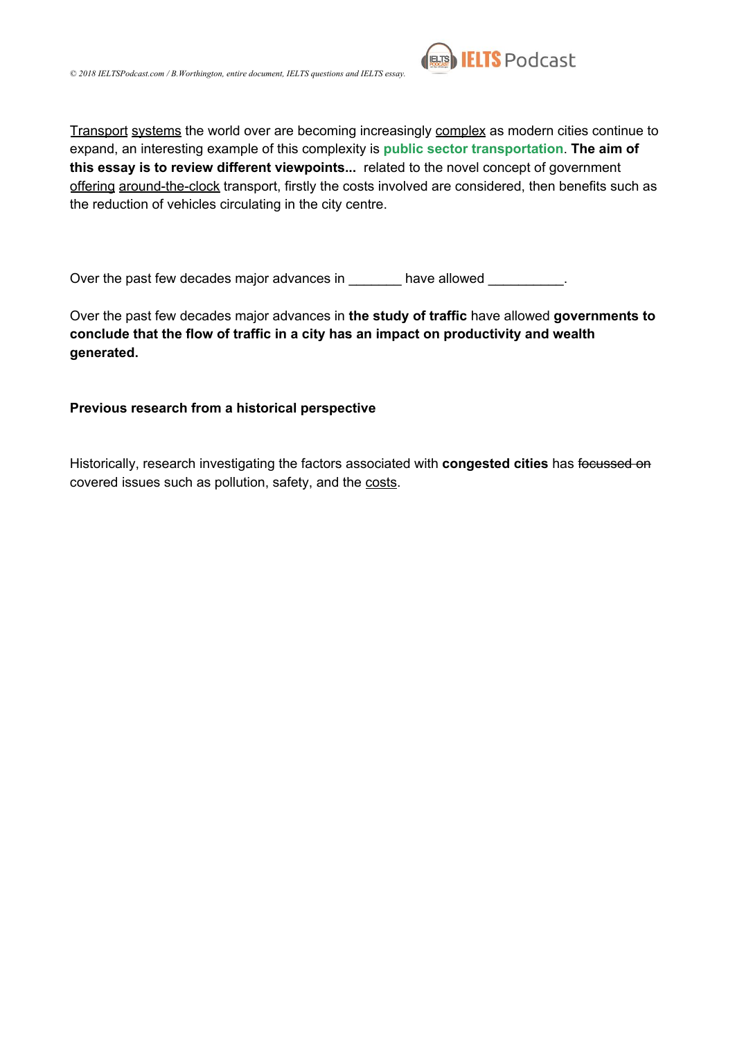Transport systems the world over are becoming increasingly complex as modern cities continue to expand, an interesting example of this complexity is **public sector transportation**. **The aim of this essay is to review different viewpoints...** related to the novel concept of government offering around-the-clock transport, firstly the costs involved are considered, then benefits such as the reduction of vehicles circulating in the city centre.

Over the past few decades major advances in _______ have allowed __________.

Over the past few decades major advances in **the study of traffic** have allowed **governments to conclude that the flow of traffic in a city has an impact on productivity and wealth generated.**

**Previous research from a historical perspective**

Historically, research investigating the factors associated with **congested cities** has ~~focussed on~~ covered issues such as pollution, safety, and the costs.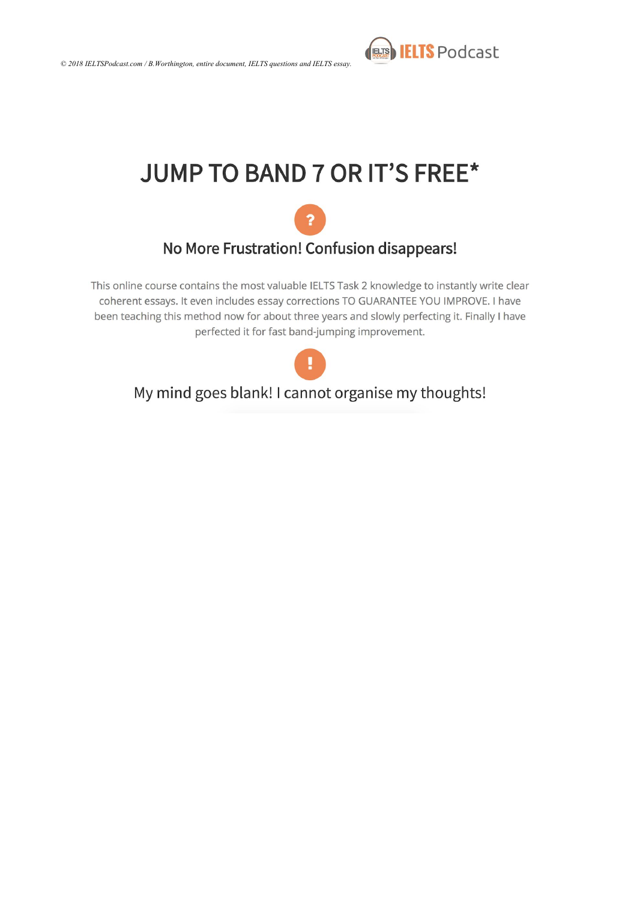# JUMP TO BAND 7 OR IT'S FREE*

## No More Frustration! Confusion disappears!

This online course contains the most valuable IELTS Task 2 knowledge to instantly write clear coherent essays. It even includes essay corrections TO GUARANTEE YOU IMPROVE. I have been teaching this method now for about three years and slowly perfecting it. Finally I have perfected it for fast band-jumping improvement.

## My mind goes blank! I cannot organise my thoughts!